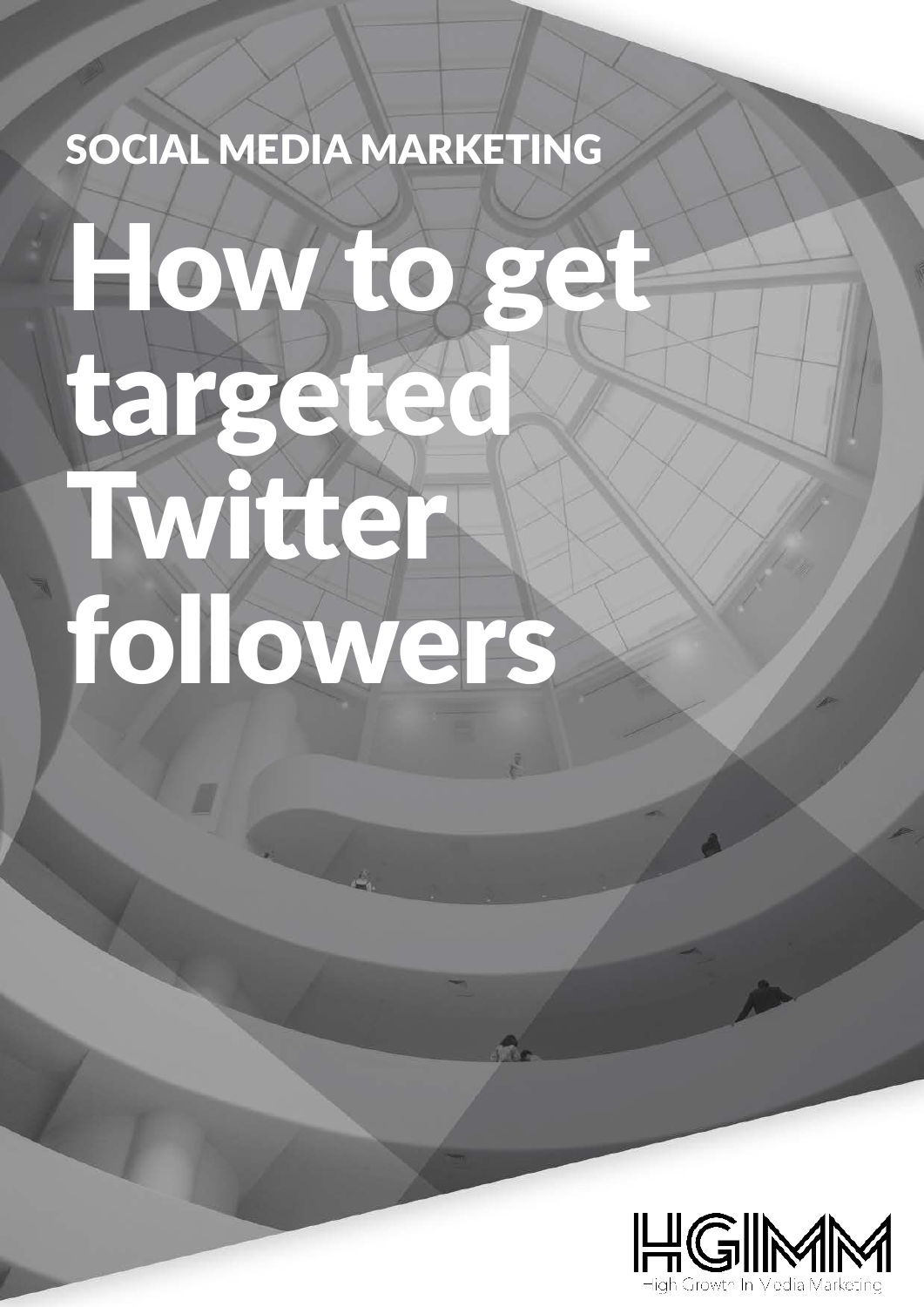SOCIAL MEDIA MARKETING

# How to get targeted Twitter followers

HGIMM

High Growth In Media Marketing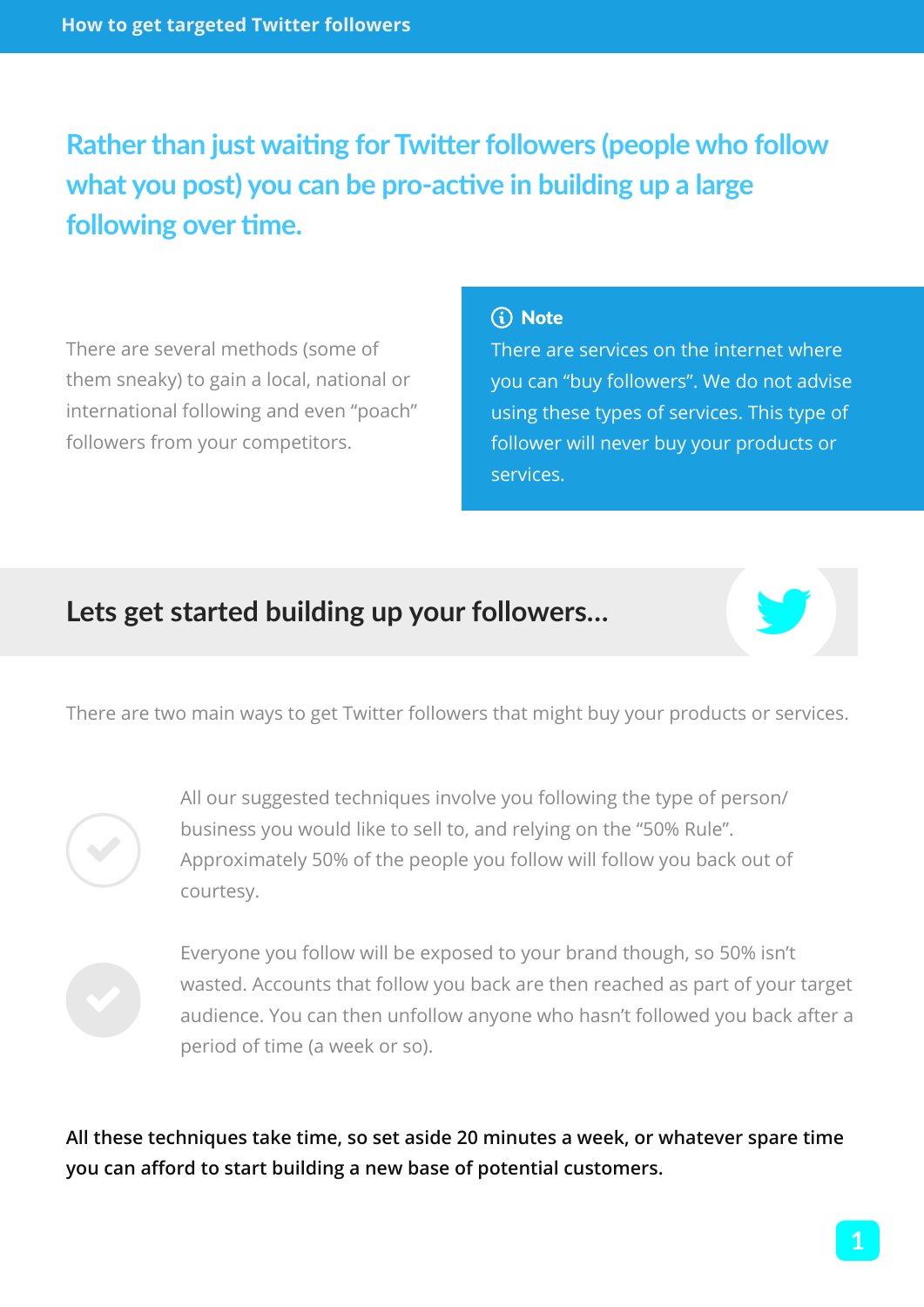Rather than just waiting for Twitter followers (people who follow what you post) you can be pro-active in building up a large following over time.

There are several methods (some of them sneaky) to gain a local, national or international following and even "poach" followers from your competitors.

> **Note**
>
> There are services on the internet where you can "buy followers". We do not advise using these types of services. This type of follower will never buy your products or services.

## Lets get started building up your followers...

There are two main ways to get Twitter followers that might buy your products or services.

- All our suggested techniques involve you following the type of person/ business you would like to sell to, and relying on the "50% Rule". Approximately 50% of the people you follow will follow you back out of courtesy.

- Everyone you follow will be exposed to your brand though, so 50% isn't wasted. Accounts that follow you back are then reached as part of your target audience. You can then unfollow anyone who hasn't followed you back after a period of time (a week or so).

**All these techniques take time, so set aside 20 minutes a week, or whatever spare time you can afford to start building a new base of potential customers.**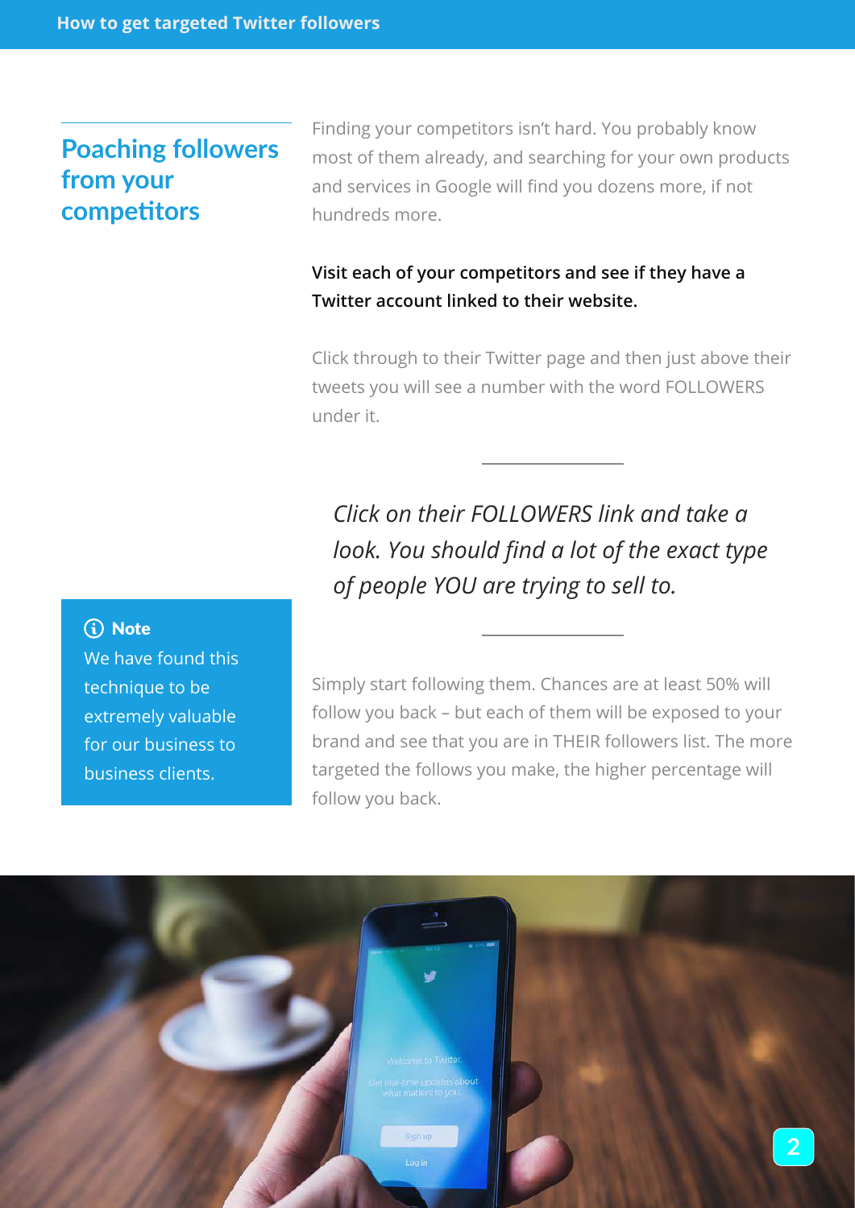## Poaching followers from your competitors

Finding your competitors isn't hard. You probably know most of them already, and searching for your own products and services in Google will find you dozens more, if not hundreds more.

**Visit each of your competitors and see if they have a Twitter account linked to their website.**

Click through to their Twitter page and then just above their tweets you will see a number with the word FOLLOWERS under it.

---

*Click on their FOLLOWERS link and take a look. You should find a lot of the exact type of people YOU are trying to sell to.*

---

Simply start following them. Chances are at least 50% will follow you back – but each of them will be exposed to your brand and see that you are in THEIR followers list. The more targeted the follows you make, the higher percentage will follow you back.

**Note**
We have found this technique to be extremely valuable for our business to business clients.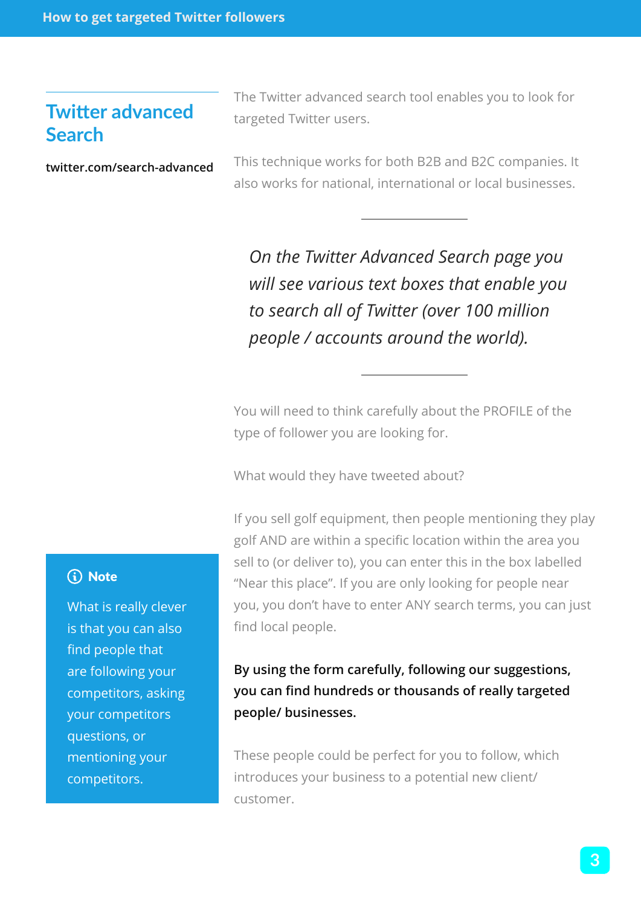## Twitter advanced Search

twitter.com/search-advanced

The Twitter advanced search tool enables you to look for targeted Twitter users.

This technique works for both B2B and B2C companies. It also works for national, international or local businesses.

---

*On the Twitter Advanced Search page you will see various text boxes that enable you to search all of Twitter (over 100 million people / accounts around the world).*

---

You will need to think carefully about the PROFILE of the type of follower you are looking for.

What would they have tweeted about?

If you sell golf equipment, then people mentioning they play golf AND are within a specific location within the area you sell to (or deliver to), you can enter this in the box labelled "Near this place". If you are only looking for people near you, you don't have to enter ANY search terms, you can just find local people.

**By using the form carefully, following our suggestions, you can find hundreds or thousands of really targeted people/ businesses.**

These people could be perfect for you to follow, which introduces your business to a potential new client/ customer.

> **Note**
>
> What is really clever is that you can also find people that are following your competitors, asking your competitors questions, or mentioning your competitors.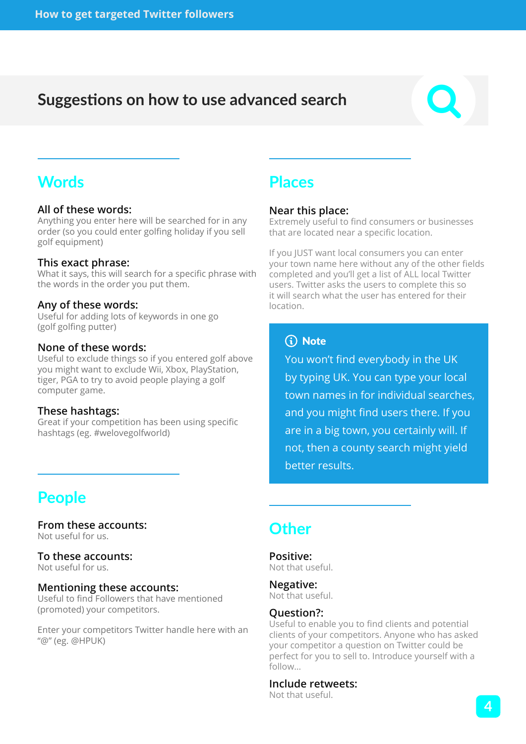## Suggestions on how to use advanced search

### Words

**All of these words:**
Anything you enter here will be searched for in any order (so you could enter golfing holiday if you sell golf equipment)

**This exact phrase:**
What it says, this will search for a specific phrase with the words in the order you put them.

**Any of these words:**
Useful for adding lots of keywords in one go (golf golfing putter)

**None of these words:**
Useful to exclude things so if you entered golf above you might want to exclude Wii, Xbox, PlayStation, tiger, PGA to try to avoid people playing a golf computer game.

**These hashtags:**
Great if your competition has been using specific hashtags (eg. #welovegolfworld)

### People

**From these accounts:**
Not useful for us.

**To these accounts:**
Not useful for us.

**Mentioning these accounts:**
Useful to find Followers that have mentioned (promoted) your competitors.

Enter your competitors Twitter handle here with an "@" (eg. @HPUK)

### Places

**Near this place:**
Extremely useful to find consumers or businesses that are located near a specific location.

If you JUST want local consumers you can enter your town name here without any of the other fields completed and you'll get a list of ALL local Twitter users. Twitter asks the users to complete this so it will search what the user has entered for their location.

> **Note**
> You won't find everybody in the UK by typing UK. You can type your local town names in for individual searches, and you might find users there. If you are in a big town, you certainly will. If not, then a county search might yield better results.

### Other

**Positive:**
Not that useful.

**Negative:**
Not that useful.

**Question?:**
Useful to enable you to find clients and potential clients of your competitors. Anyone who has asked your competitor a question on Twitter could be perfect for you to sell to. Introduce yourself with a follow...

**Include retweets:**
Not that useful.